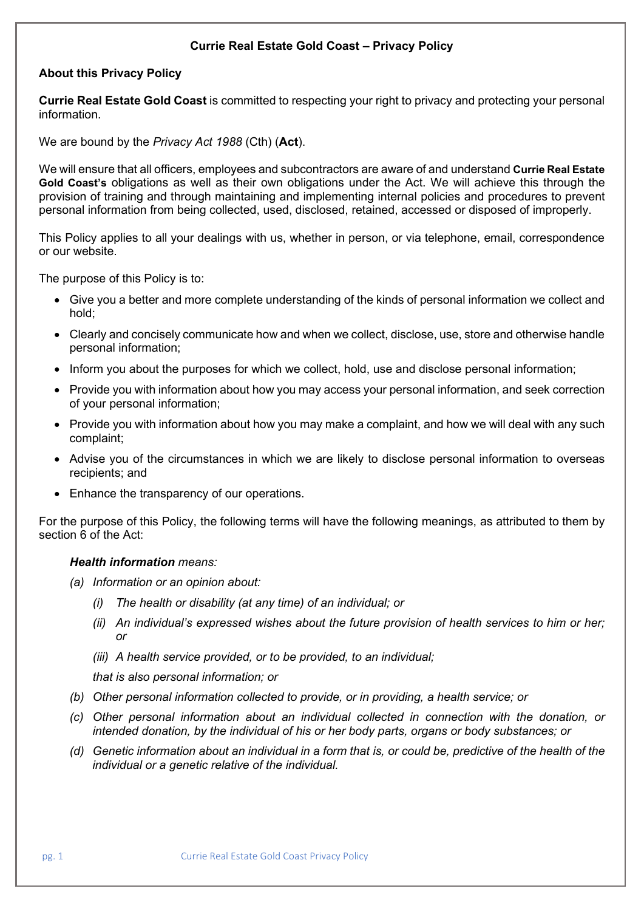# Currie Real Estate Gold Coast – Privacy Policy

## About this Privacy Policy

**Currie Real Estate Gold Coast** is committed to respecting your right to privacy and protecting your personal information.

We are bound by the *Privacy Act 1988* (Cth) (**Act**).

We will ensure that all officers, employees and subcontractors are aware of and understand **Currie Real Estate Gold Coast's** obligations as well as their own obligations under the Act. We will achieve this through the provision of training and through maintaining and implementing internal policies and procedures to prevent personal information from being collected, used, disclosed, retained, accessed or disposed of improperly.

This Policy applies to all your dealings with us, whether in person, or via telephone, email, correspondence or our website.

The purpose of this Policy is to:

- Give you a better and more complete understanding of the kinds of personal information we collect and hold;
- Clearly and concisely communicate how and when we collect, disclose, use, store and otherwise handle personal information;
- Inform you about the purposes for which we collect, hold, use and disclose personal information;
- Provide you with information about how you may access your personal information, and seek correction of your personal information;
- Provide you with information about how you may make a complaint, and how we will deal with any such complaint;
- Advise you of the circumstances in which we are likely to disclose personal information to overseas recipients; and
- Enhance the transparency of our operations.

For the purpose of this Policy, the following terms will have the following meanings, as attributed to them by section 6 of the Act:

***Health information*** *means:*

*(a) Information or an opinion about:*

*(i) The health or disability (at any time) of an individual; or*

*(ii) An individual's expressed wishes about the future provision of health services to him or her; or*

*(iii) A health service provided, or to be provided, to an individual;*

*that is also personal information; or*

*(b) Other personal information collected to provide, or in providing, a health service; or*

*(c) Other personal information about an individual collected in connection with the donation, or intended donation, by the individual of his or her body parts, organs or body substances; or*

*(d) Genetic information about an individual in a form that is, or could be, predictive of the health of the individual or a genetic relative of the individual.*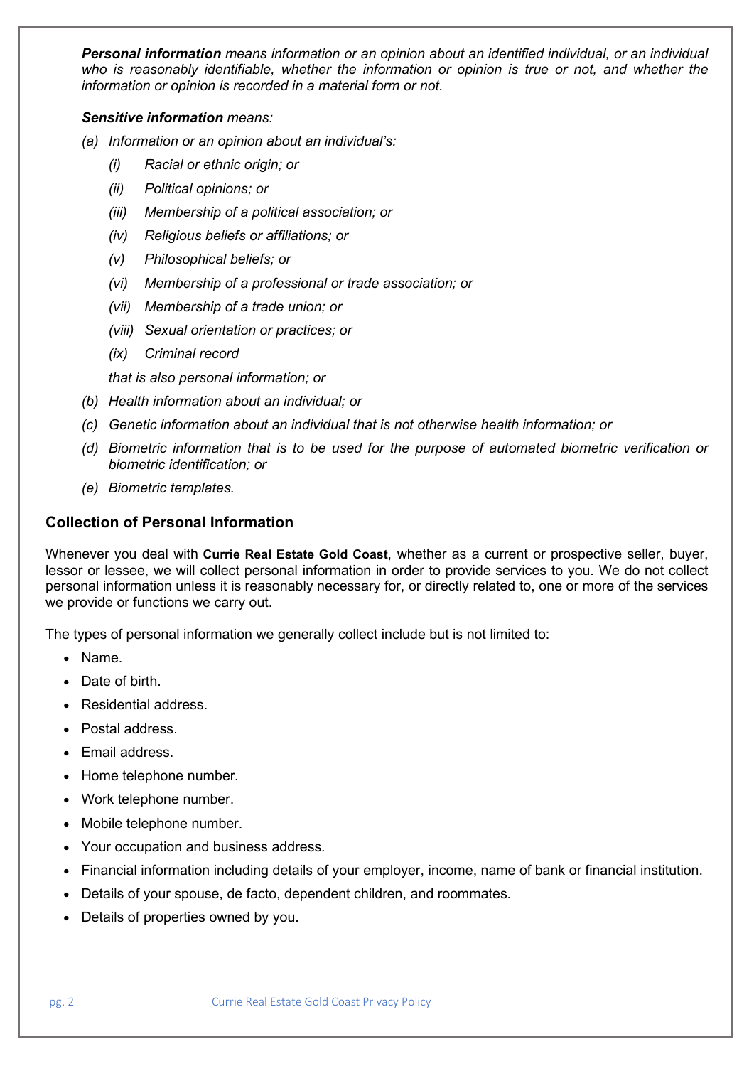***Personal information*** *means information or an opinion about an identified individual, or an individual who is reasonably identifiable, whether the information or opinion is true or not, and whether the information or opinion is recorded in a material form or not.*

***Sensitive information*** *means:*

*(a) Information or an opinion about an individual's:*

*(i) Racial or ethnic origin; or*

*(ii) Political opinions; or*

*(iii) Membership of a political association; or*

*(iv) Religious beliefs or affiliations; or*

*(v) Philosophical beliefs; or*

*(vi) Membership of a professional or trade association; or*

*(vii) Membership of a trade union; or*

*(viii) Sexual orientation or practices; or*

*(ix) Criminal record*

*that is also personal information; or*

*(b) Health information about an individual; or*

*(c) Genetic information about an individual that is not otherwise health information; or*

*(d) Biometric information that is to be used for the purpose of automated biometric verification or biometric identification; or*

*(e) Biometric templates.*

## Collection of Personal Information

Whenever you deal with **Currie Real Estate Gold Coast**, whether as a current or prospective seller, buyer, lessor or lessee, we will collect personal information in order to provide services to you. We do not collect personal information unless it is reasonably necessary for, or directly related to, one or more of the services we provide or functions we carry out.

The types of personal information we generally collect include but is not limited to:

- Name.
- Date of birth.
- Residential address.
- Postal address.
- Email address.
- Home telephone number.
- Work telephone number.
- Mobile telephone number.
- Your occupation and business address.
- Financial information including details of your employer, income, name of bank or financial institution.
- Details of your spouse, de facto, dependent children, and roommates.
- Details of properties owned by you.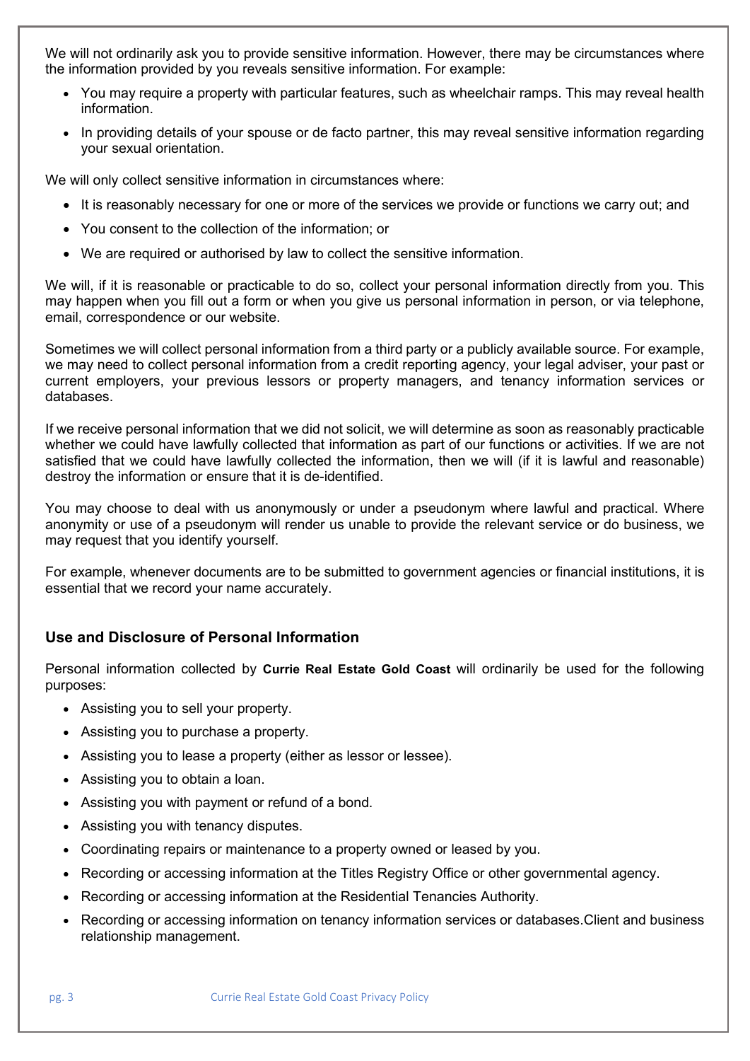We will not ordinarily ask you to provide sensitive information. However, there may be circumstances where the information provided by you reveals sensitive information. For example:

- You may require a property with particular features, such as wheelchair ramps. This may reveal health information.
- In providing details of your spouse or de facto partner, this may reveal sensitive information regarding your sexual orientation.

We will only collect sensitive information in circumstances where:

- It is reasonably necessary for one or more of the services we provide or functions we carry out; and
- You consent to the collection of the information; or
- We are required or authorised by law to collect the sensitive information.

We will, if it is reasonable or practicable to do so, collect your personal information directly from you. This may happen when you fill out a form or when you give us personal information in person, or via telephone, email, correspondence or our website.

Sometimes we will collect personal information from a third party or a publicly available source. For example, we may need to collect personal information from a credit reporting agency, your legal adviser, your past or current employers, your previous lessors or property managers, and tenancy information services or databases.

If we receive personal information that we did not solicit, we will determine as soon as reasonably practicable whether we could have lawfully collected that information as part of our functions or activities. If we are not satisfied that we could have lawfully collected the information, then we will (if it is lawful and reasonable) destroy the information or ensure that it is de-identified.

You may choose to deal with us anonymously or under a pseudonym where lawful and practical. Where anonymity or use of a pseudonym will render us unable to provide the relevant service or do business, we may request that you identify yourself.

For example, whenever documents are to be submitted to government agencies or financial institutions, it is essential that we record your name accurately.

### Use and Disclosure of Personal Information

Personal information collected by **Currie Real Estate Gold Coast** will ordinarily be used for the following purposes:

- Assisting you to sell your property.
- Assisting you to purchase a property.
- Assisting you to lease a property (either as lessor or lessee).
- Assisting you to obtain a loan.
- Assisting you with payment or refund of a bond.
- Assisting you with tenancy disputes.
- Coordinating repairs or maintenance to a property owned or leased by you.
- Recording or accessing information at the Titles Registry Office or other governmental agency.
- Recording or accessing information at the Residential Tenancies Authority.
- Recording or accessing information on tenancy information services or databases.Client and business relationship management.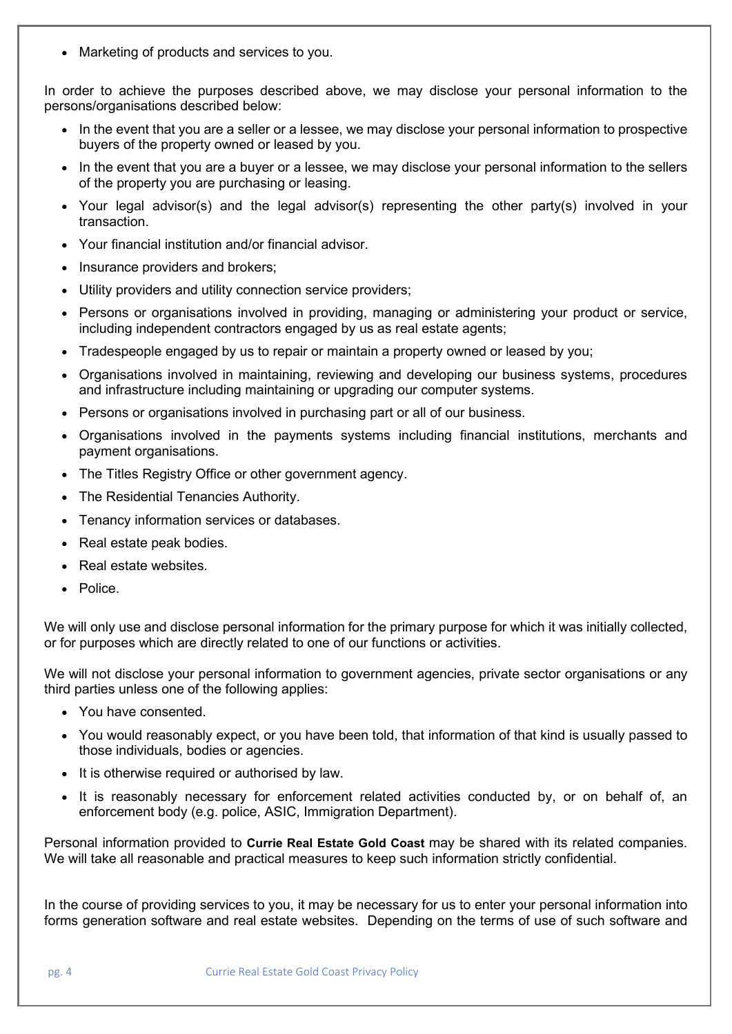- Marketing of products and services to you.

In order to achieve the purposes described above, we may disclose your personal information to the persons/organisations described below:

- In the event that you are a seller or a lessee, we may disclose your personal information to prospective buyers of the property owned or leased by you.
- In the event that you are a buyer or a lessee, we may disclose your personal information to the sellers of the property you are purchasing or leasing.
- Your legal advisor(s) and the legal advisor(s) representing the other party(s) involved in your transaction.
- Your financial institution and/or financial advisor.
- Insurance providers and brokers;
- Utility providers and utility connection service providers;
- Persons or organisations involved in providing, managing or administering your product or service, including independent contractors engaged by us as real estate agents;
- Tradespeople engaged by us to repair or maintain a property owned or leased by you;
- Organisations involved in maintaining, reviewing and developing our business systems, procedures and infrastructure including maintaining or upgrading our computer systems.
- Persons or organisations involved in purchasing part or all of our business.
- Organisations involved in the payments systems including financial institutions, merchants and payment organisations.
- The Titles Registry Office or other government agency.
- The Residential Tenancies Authority.
- Tenancy information services or databases.
- Real estate peak bodies.
- Real estate websites.
- Police.

We will only use and disclose personal information for the primary purpose for which it was initially collected, or for purposes which are directly related to one of our functions or activities.

We will not disclose your personal information to government agencies, private sector organisations or any third parties unless one of the following applies:

- You have consented.
- You would reasonably expect, or you have been told, that information of that kind is usually passed to those individuals, bodies or agencies.
- It is otherwise required or authorised by law.
- It is reasonably necessary for enforcement related activities conducted by, or on behalf of, an enforcement body (e.g. police, ASIC, Immigration Department).

Personal information provided to **Currie Real Estate Gold Coast** may be shared with its related companies. We will take all reasonable and practical measures to keep such information strictly confidential.

In the course of providing services to you, it may be necessary for us to enter your personal information into forms generation software and real estate websites. Depending on the terms of use of such software and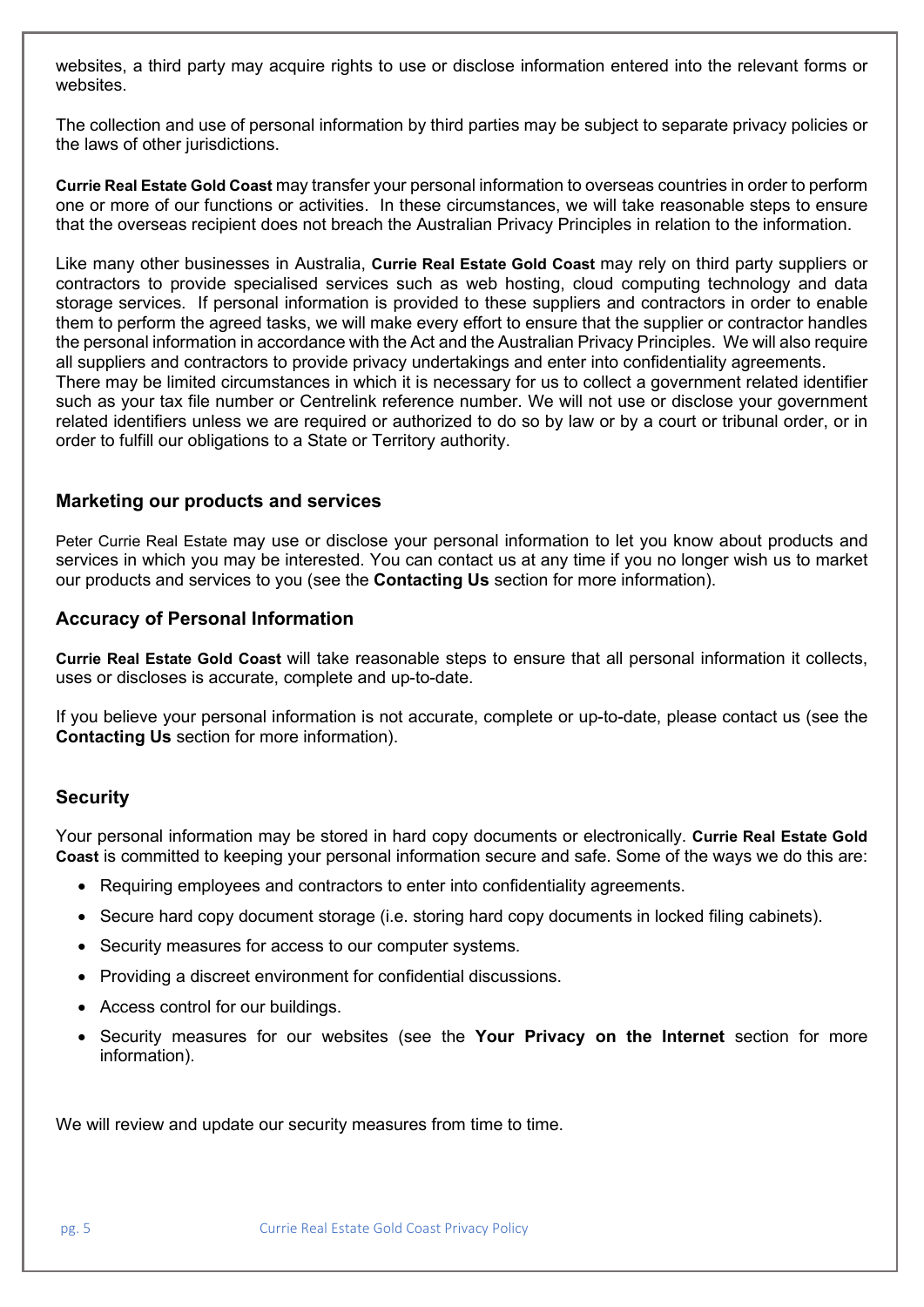websites, a third party may acquire rights to use or disclose information entered into the relevant forms or websites.

The collection and use of personal information by third parties may be subject to separate privacy policies or the laws of other jurisdictions.

**Currie Real Estate Gold Coast** may transfer your personal information to overseas countries in order to perform one or more of our functions or activities. In these circumstances, we will take reasonable steps to ensure that the overseas recipient does not breach the Australian Privacy Principles in relation to the information.

Like many other businesses in Australia, **Currie Real Estate Gold Coast** may rely on third party suppliers or contractors to provide specialised services such as web hosting, cloud computing technology and data storage services. If personal information is provided to these suppliers and contractors in order to enable them to perform the agreed tasks, we will make every effort to ensure that the supplier or contractor handles the personal information in accordance with the Act and the Australian Privacy Principles. We will also require all suppliers and contractors to provide privacy undertakings and enter into confidentiality agreements.
There may be limited circumstances in which it is necessary for us to collect a government related identifier such as your tax file number or Centrelink reference number. We will not use or disclose your government related identifiers unless we are required or authorized to do so by law or by a court or tribunal order, or in order to fulfill our obligations to a State or Territory authority.

## Marketing our products and services

Peter Currie Real Estate may use or disclose your personal information to let you know about products and services in which you may be interested. You can contact us at any time if you no longer wish us to market our products and services to you (see the **Contacting Us** section for more information).

## Accuracy of Personal Information

**Currie Real Estate Gold Coast** will take reasonable steps to ensure that all personal information it collects, uses or discloses is accurate, complete and up-to-date.

If you believe your personal information is not accurate, complete or up-to-date, please contact us (see the **Contacting Us** section for more information).

## Security

Your personal information may be stored in hard copy documents or electronically. **Currie Real Estate Gold Coast** is committed to keeping your personal information secure and safe. Some of the ways we do this are:

- Requiring employees and contractors to enter into confidentiality agreements.
- Secure hard copy document storage (i.e. storing hard copy documents in locked filing cabinets).
- Security measures for access to our computer systems.
- Providing a discreet environment for confidential discussions.
- Access control for our buildings.
- Security measures for our websites (see the **Your Privacy on the Internet** section for more information).

We will review and update our security measures from time to time.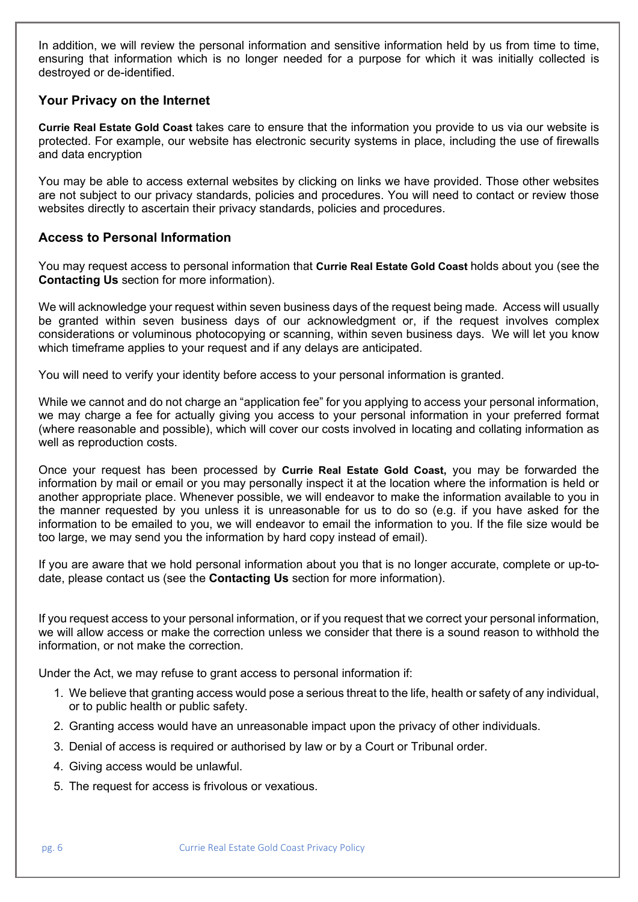In addition, we will review the personal information and sensitive information held by us from time to time, ensuring that information which is no longer needed for a purpose for which it was initially collected is destroyed or de-identified.

### Your Privacy on the Internet

**Currie Real Estate Gold Coast** takes care to ensure that the information you provide to us via our website is protected. For example, our website has electronic security systems in place, including the use of firewalls and data encryption

You may be able to access external websites by clicking on links we have provided. Those other websites are not subject to our privacy standards, policies and procedures. You will need to contact or review those websites directly to ascertain their privacy standards, policies and procedures.

### Access to Personal Information

You may request access to personal information that **Currie Real Estate Gold Coast** holds about you (see the **Contacting Us** section for more information).

We will acknowledge your request within seven business days of the request being made. Access will usually be granted within seven business days of our acknowledgment or, if the request involves complex considerations or voluminous photocopying or scanning, within seven business days. We will let you know which timeframe applies to your request and if any delays are anticipated.

You will need to verify your identity before access to your personal information is granted.

While we cannot and do not charge an "application fee" for you applying to access your personal information, we may charge a fee for actually giving you access to your personal information in your preferred format (where reasonable and possible), which will cover our costs involved in locating and collating information as well as reproduction costs.

Once your request has been processed by **Currie Real Estate Gold Coast,** you may be forwarded the information by mail or email or you may personally inspect it at the location where the information is held or another appropriate place. Whenever possible, we will endeavor to make the information available to you in the manner requested by you unless it is unreasonable for us to do so (e.g. if you have asked for the information to be emailed to you, we will endeavor to email the information to you. If the file size would be too large, we may send you the information by hard copy instead of email).

If you are aware that we hold personal information about you that is no longer accurate, complete or up-to-date, please contact us (see the **Contacting Us** section for more information).

If you request access to your personal information, or if you request that we correct your personal information, we will allow access or make the correction unless we consider that there is a sound reason to withhold the information, or not make the correction.

Under the Act, we may refuse to grant access to personal information if:

1. We believe that granting access would pose a serious threat to the life, health or safety of any individual, or to public health or public safety.
2. Granting access would have an unreasonable impact upon the privacy of other individuals.
3. Denial of access is required or authorised by law or by a Court or Tribunal order.
4. Giving access would be unlawful.
5. The request for access is frivolous or vexatious.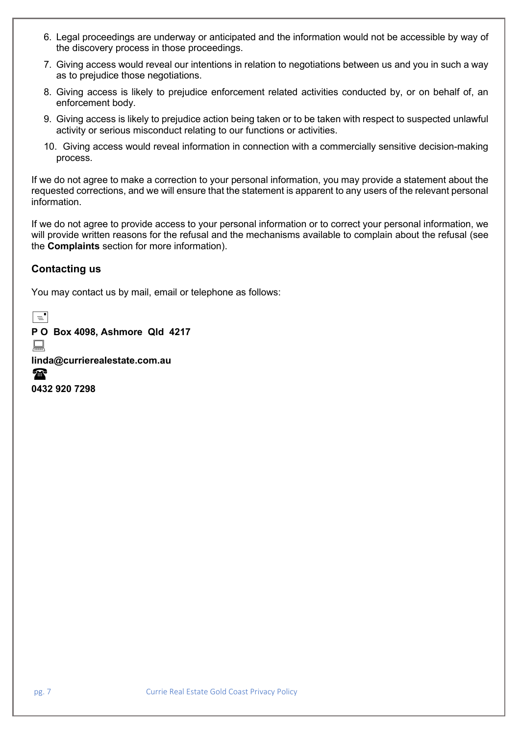6. Legal proceedings are underway or anticipated and the information would not be accessible by way of the discovery process in those proceedings.
7. Giving access would reveal our intentions in relation to negotiations between us and you in such a way as to prejudice those negotiations.
8. Giving access is likely to prejudice enforcement related activities conducted by, or on behalf of, an enforcement body.
9. Giving access is likely to prejudice action being taken or to be taken with respect to suspected unlawful activity or serious misconduct relating to our functions or activities.
10. Giving access would reveal information in connection with a commercially sensitive decision-making process.

If we do not agree to make a correction to your personal information, you may provide a statement about the requested corrections, and we will ensure that the statement is apparent to any users of the relevant personal information.

If we do not agree to provide access to your personal information or to correct your personal information, we will provide written reasons for the refusal and the mechanisms available to complain about the refusal (see the **Complaints** section for more information).

### Contacting us

You may contact us by mail, email or telephone as follows:

**P O Box 4098, Ashmore Qld 4217**

**linda@currierealestate.com.au**

**0432 920 7298**